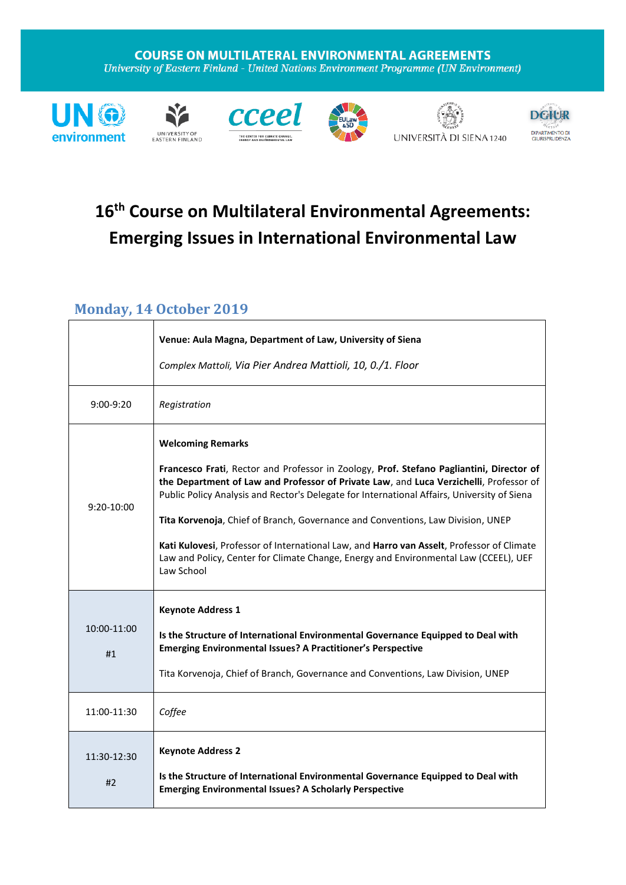**COURSE ON MULTILATERAL ENVIRONMENTAL AGREEMENTS**
*University of Eastern Finland - United Nations Environment Programme (UN Environment)*

# 16th Course on Multilateral Environmental Agreements: Emerging Issues in International Environmental Law

## Monday, 14 October 2019

| | |
|---|---|
| | **Venue: Aula Magna, Department of Law, University of Siena**<br><br>*Complex Mattoli, Via Pier Andrea Mattioli, 10, 0./1. Floor* |
| 9:00-9:20 | *Registration* |
| 9:20-10:00 | **Welcoming Remarks**<br><br>**Francesco Frati**, Rector and Professor in Zoology, **Prof. Stefano Pagliantini, Director of the Department of Law and Professor of Private Law**, and **Luca Verzichelli**, Professor of Public Policy Analysis and Rector's Delegate for International Affairs, University of Siena<br><br>**Tita Korvenoja**, Chief of Branch, Governance and Conventions, Law Division, UNEP<br><br>**Kati Kulovesi**, Professor of International Law, and **Harro van Asselt**, Professor of Climate Law and Policy, Center for Climate Change, Energy and Environmental Law (CCEEL), UEF Law School |
| 10:00-11:00<br><br>#1 | **Keynote Address 1**<br><br>**Is the Structure of International Environmental Governance Equipped to Deal with Emerging Environmental Issues? A Practitioner's Perspective**<br><br>Tita Korvenoja, Chief of Branch, Governance and Conventions, Law Division, UNEP |
| 11:00-11:30 | *Coffee* |
| 11:30-12:30<br><br>#2 | **Keynote Address 2**<br><br>**Is the Structure of International Environmental Governance Equipped to Deal with Emerging Environmental Issues? A Scholarly Perspective** |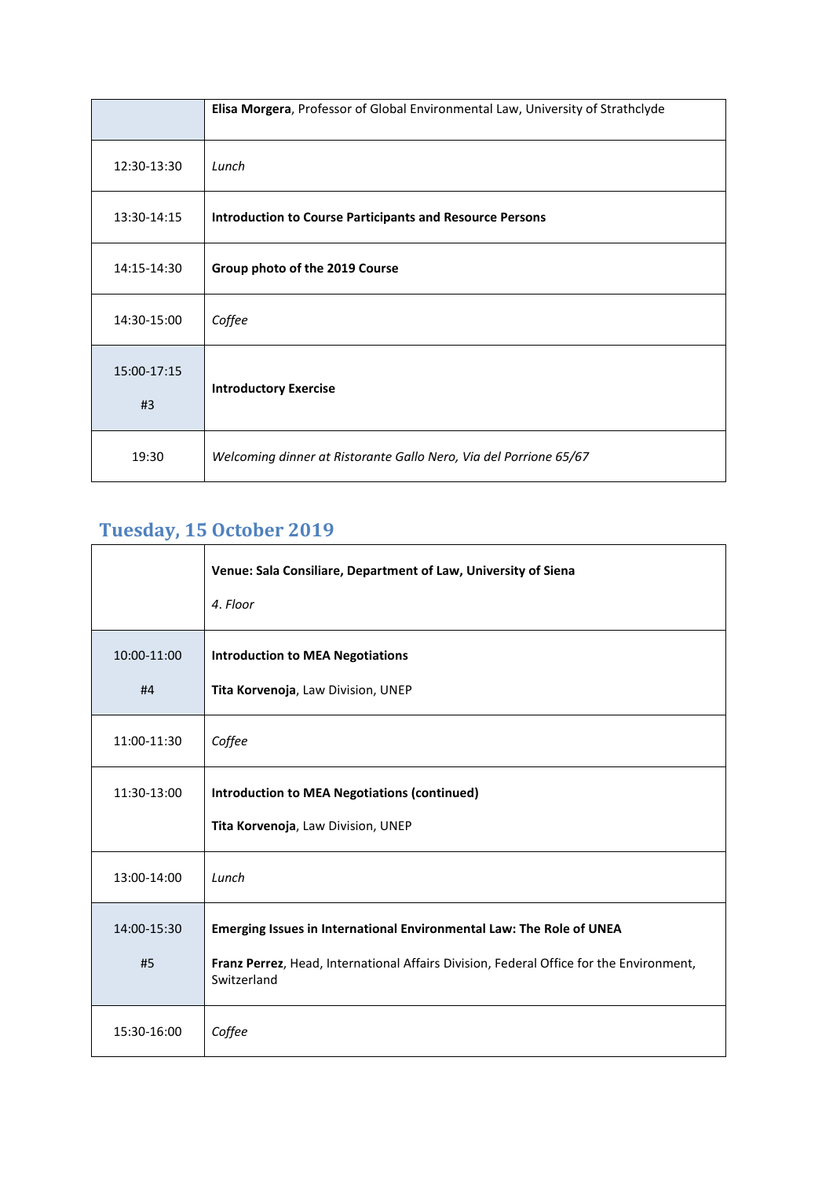| | |
|---|---|
| | **Elisa Morgera**, Professor of Global Environmental Law, University of Strathclyde |
| 12:30-13:30 | *Lunch* |
| 13:30-14:15 | **Introduction to Course Participants and Resource Persons** |
| 14:15-14:30 | **Group photo of the 2019 Course** |
| 14:30-15:00 | *Coffee* |
| 15:00-17:15<br><br>#3 | **Introductory Exercise** |
| 19:30 | *Welcoming dinner at Ristorante Gallo Nero, Via del Porrione 65/67* |

## Tuesday, 15 October 2019

| | |
|---|---|
| | **Venue: Sala Consiliare, Department of Law, University of Siena**<br><br>*4. Floor* |
| 10:00-11:00<br><br>#4 | **Introduction to MEA Negotiations**<br><br>**Tita Korvenoja**, Law Division, UNEP |
| 11:00-11:30 | *Coffee* |
| 11:30-13:00 | **Introduction to MEA Negotiations (continued)**<br><br>**Tita Korvenoja**, Law Division, UNEP |
| 13:00-14:00 | *Lunch* |
| 14:00-15:30<br><br>#5 | **Emerging Issues in International Environmental Law: The Role of UNEA**<br><br>**Franz Perrez**, Head, International Affairs Division, Federal Office for the Environment, Switzerland |
| 15:30-16:00 | *Coffee* |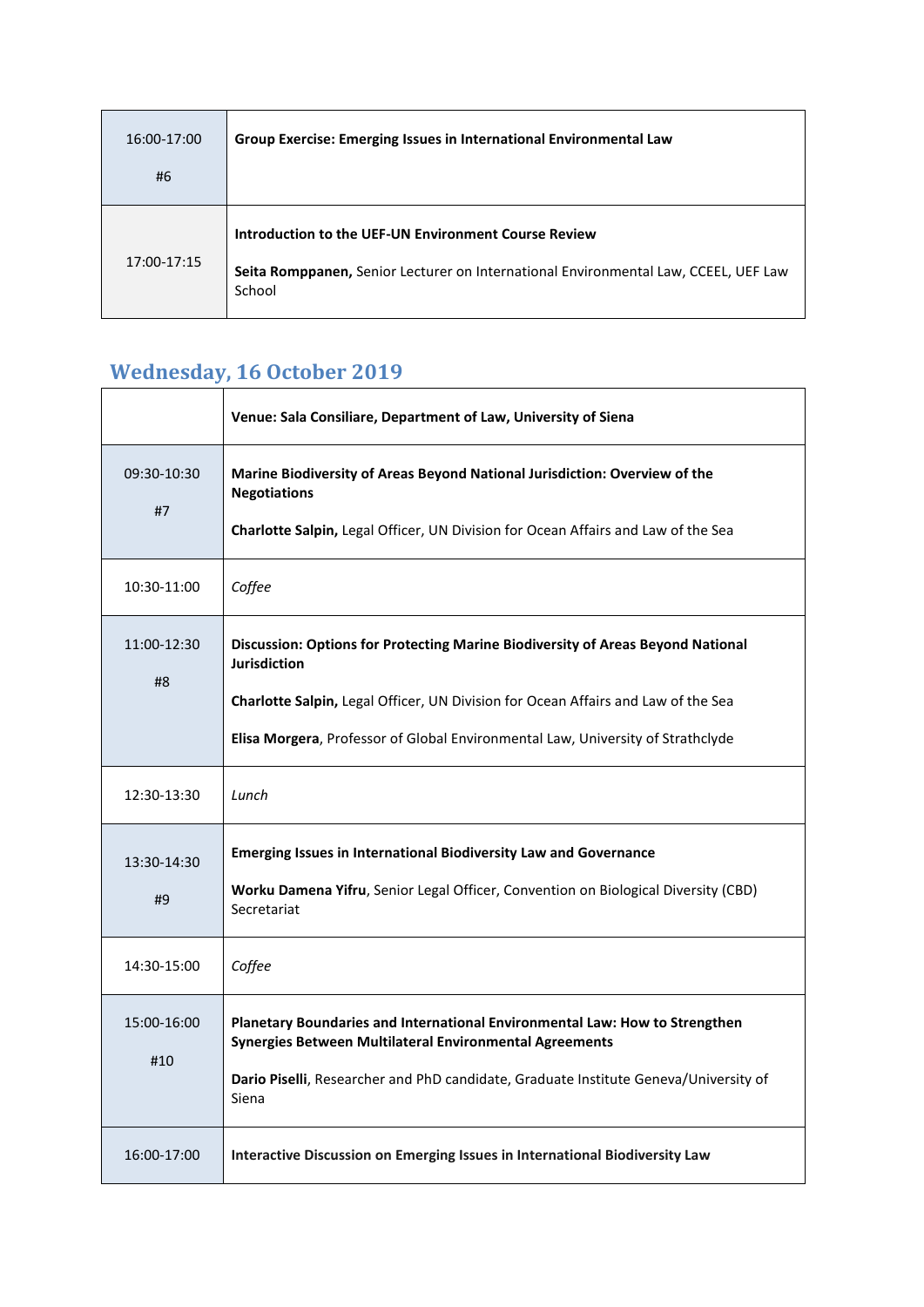| | |
|---|---|
| 16:00-17:00<br><br>#6 | **Group Exercise: Emerging Issues in International Environmental Law** |
| 17:00-17:15 | **Introduction to the UEF-UN Environment Course Review**<br><br>**Seita Romppanen,** Senior Lecturer on International Environmental Law, CCEEL, UEF Law School |

## Wednesday, 16 October 2019

| | |
|---|---|
| | **Venue: Sala Consiliare, Department of Law, University of Siena** |
| 09:30-10:30<br><br>#7 | **Marine Biodiversity of Areas Beyond National Jurisdiction: Overview of the Negotiations**<br><br>**Charlotte Salpin,** Legal Officer, UN Division for Ocean Affairs and Law of the Sea |
| 10:30-11:00 | *Coffee* |
| 11:00-12:30<br><br>#8 | **Discussion: Options for Protecting Marine Biodiversity of Areas Beyond National Jurisdiction**<br><br>**Charlotte Salpin,** Legal Officer, UN Division for Ocean Affairs and Law of the Sea<br><br>**Elisa Morgera**, Professor of Global Environmental Law, University of Strathclyde |
| 12:30-13:30 | *Lunch* |
| 13:30-14:30<br><br>#9 | **Emerging Issues in International Biodiversity Law and Governance**<br><br>**Worku Damena Yifru**, Senior Legal Officer, Convention on Biological Diversity (CBD) Secretariat |
| 14:30-15:00 | *Coffee* |
| 15:00-16:00<br><br>#10 | **Planetary Boundaries and International Environmental Law: How to Strengthen Synergies Between Multilateral Environmental Agreements**<br><br>**Dario Piselli**, Researcher and PhD candidate, Graduate Institute Geneva/University of Siena |
| 16:00-17:00 | **Interactive Discussion on Emerging Issues in International Biodiversity Law** |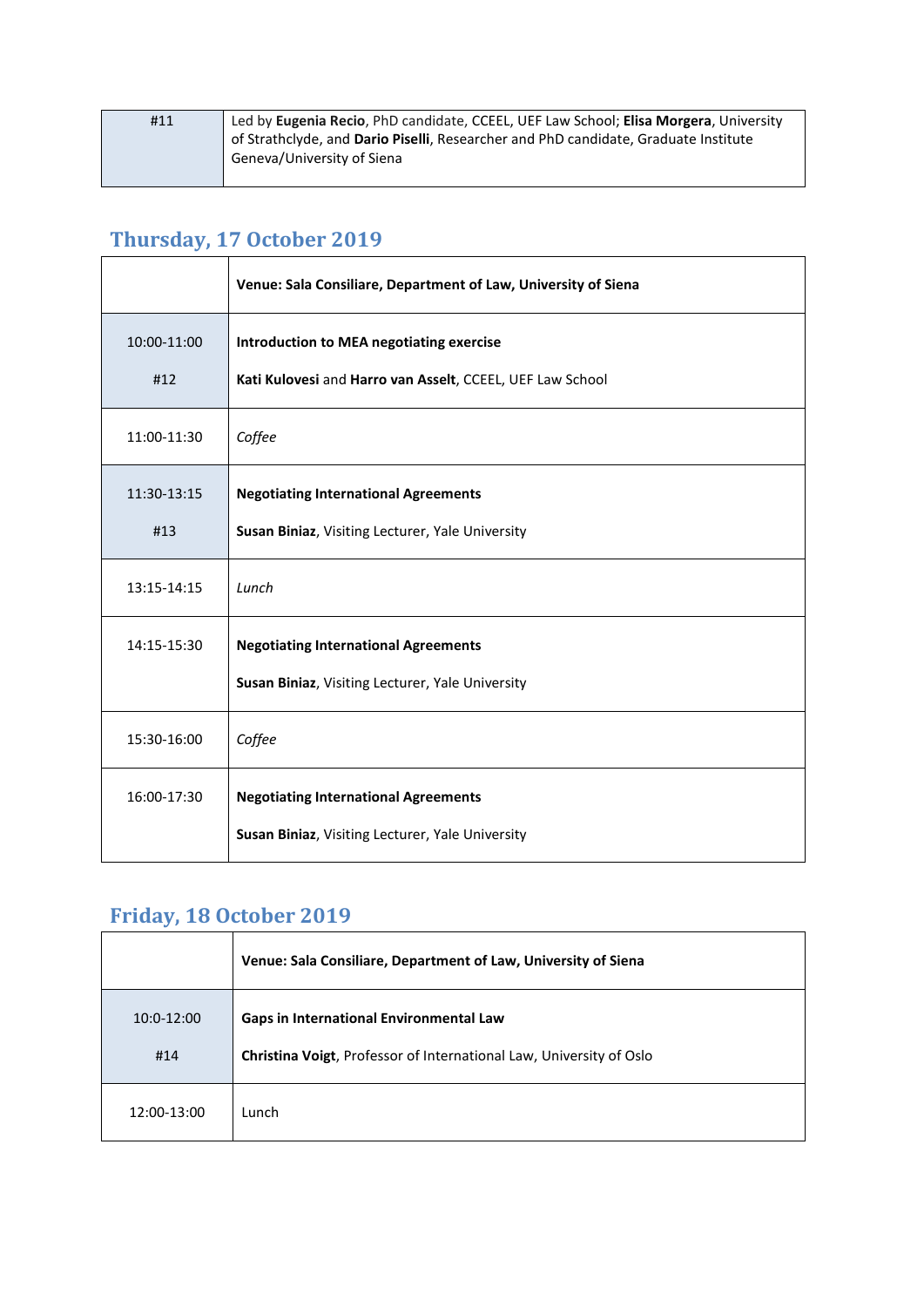| | |
|---|---|
| #11 | Led by **Eugenia Recio**, PhD candidate, CCEEL, UEF Law School; **Elisa Morgera**, University of Strathclyde, and **Dario Piselli**, Researcher and PhD candidate, Graduate Institute Geneva/University of Siena |

## Thursday, 17 October 2019

| | **Venue: Sala Consiliare, Department of Law, University of Siena** |
|---|---|
| 10:00-11:00<br><br>#12 | **Introduction to MEA negotiating exercise**<br><br>**Kati Kulovesi** and **Harro van Asselt**, CCEEL, UEF Law School |
| 11:00-11:30 | *Coffee* |
| 11:30-13:15<br><br>#13 | **Negotiating International Agreements**<br><br>**Susan Biniaz**, Visiting Lecturer, Yale University |
| 13:15-14:15 | *Lunch* |
| 14:15-15:30 | **Negotiating International Agreements**<br><br>**Susan Biniaz**, Visiting Lecturer, Yale University |
| 15:30-16:00 | *Coffee* |
| 16:00-17:30 | **Negotiating International Agreements**<br><br>**Susan Biniaz**, Visiting Lecturer, Yale University |

## Friday, 18 October 2019

| | **Venue: Sala Consiliare, Department of Law, University of Siena** |
|---|---|
| 10:0-12:00<br><br>#14 | **Gaps in International Environmental Law**<br><br>**Christina Voigt**, Professor of International Law, University of Oslo |
| 12:00-13:00 | Lunch |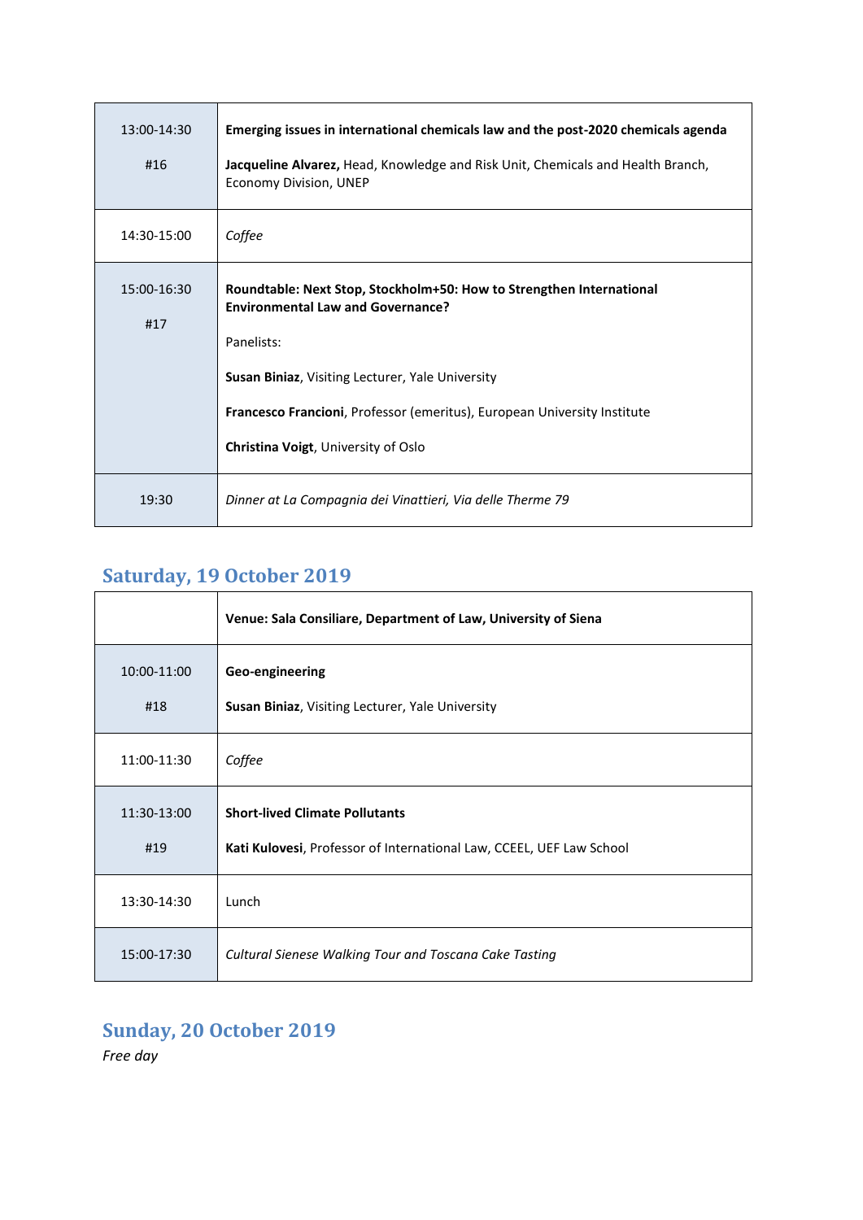| | |
|---|---|
| 13:00-14:30<br><br>#16 | **Emerging issues in international chemicals law and the post-2020 chemicals agenda**<br><br>**Jacqueline Alvarez,** Head, Knowledge and Risk Unit, Chemicals and Health Branch, Economy Division, UNEP |
| 14:30-15:00 | *Coffee* |
| 15:00-16:30<br><br>#17 | **Roundtable: Next Stop, Stockholm+50: How to Strengthen International Environmental Law and Governance?**<br><br>Panelists:<br><br>**Susan Biniaz**, Visiting Lecturer, Yale University<br><br>**Francesco Francioni**, Professor (emeritus), European University Institute<br><br>**Christina Voigt**, University of Oslo |
| 19:30 | *Dinner at La Compagnia dei Vinattieri, Via delle Therme 79* |

## Saturday, 19 October 2019

| | |
|---|---|
| | **Venue: Sala Consiliare, Department of Law, University of Siena** |
| 10:00-11:00<br><br>#18 | **Geo-engineering**<br><br>**Susan Biniaz**, Visiting Lecturer, Yale University |
| 11:00-11:30 | *Coffee* |
| 11:30-13:00<br><br>#19 | **Short-lived Climate Pollutants**<br><br>**Kati Kulovesi**, Professor of International Law, CCEEL, UEF Law School |
| 13:30-14:30 | Lunch |
| 15:00-17:30 | *Cultural Sienese Walking Tour and Toscana Cake Tasting* |

## Sunday, 20 October 2019

*Free day*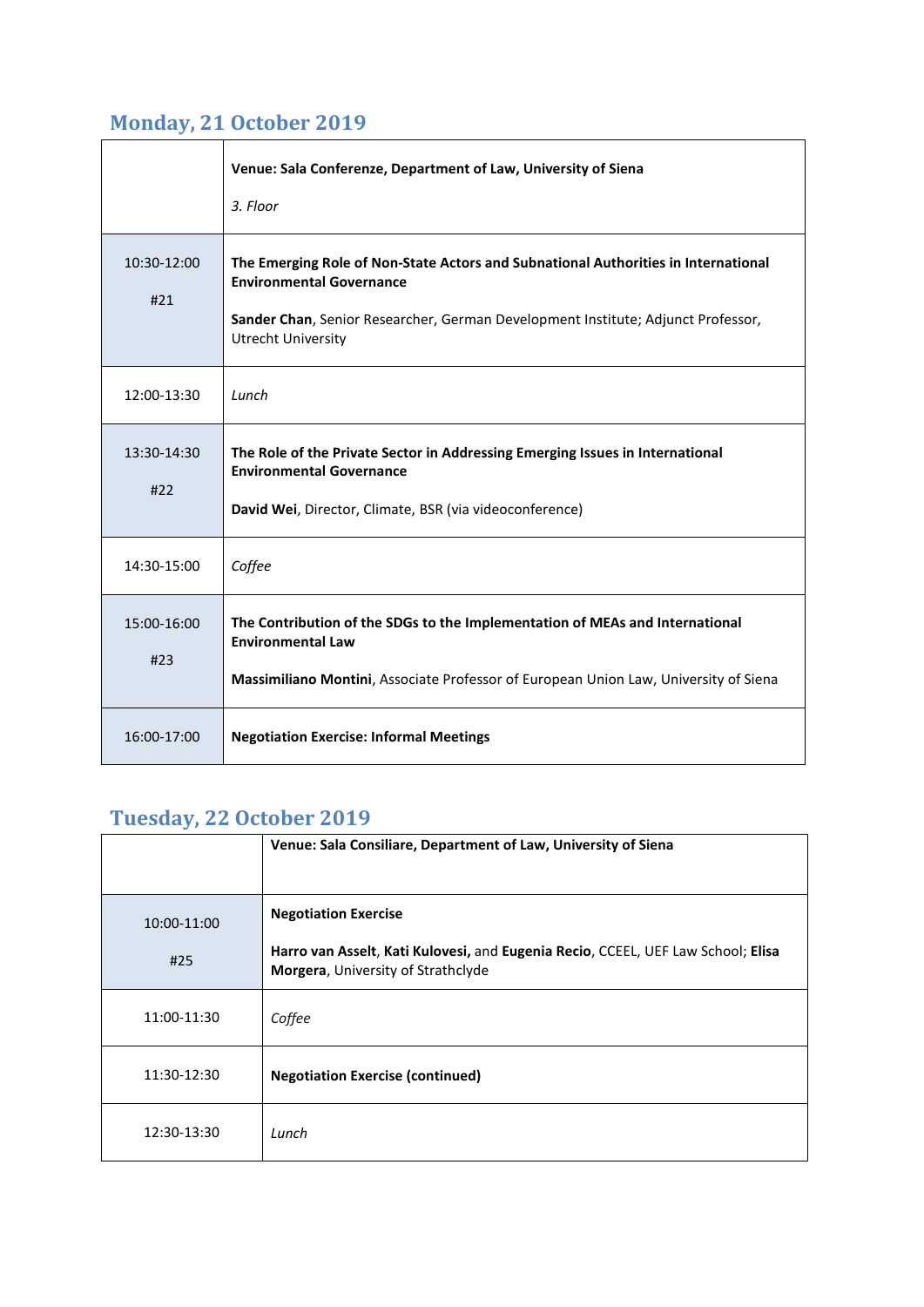## Monday, 21 October 2019

| | **Venue: Sala Conferenze, Department of Law, University of Siena**<br><br>*3. Floor* |
|---|---|
| 10:30-12:00<br><br>#21 | **The Emerging Role of Non-State Actors and Subnational Authorities in International Environmental Governance**<br><br>**Sander Chan**, Senior Researcher, German Development Institute; Adjunct Professor, Utrecht University |
| 12:00-13:30 | *Lunch* |
| 13:30-14:30<br><br>#22 | **The Role of the Private Sector in Addressing Emerging Issues in International Environmental Governance**<br><br>**David Wei**, Director, Climate, BSR (via videoconference) |
| 14:30-15:00 | *Coffee* |
| 15:00-16:00<br><br>#23 | **The Contribution of the SDGs to the Implementation of MEAs and International Environmental Law**<br><br>**Massimiliano Montini**, Associate Professor of European Union Law, University of Siena |
| 16:00-17:00 | **Negotiation Exercise: Informal Meetings** |

## Tuesday, 22 October 2019

| | **Venue: Sala Consiliare, Department of Law, University of Siena** |
|---|---|
| 10:00-11:00<br><br>#25 | **Negotiation Exercise**<br><br>**Harro van Asselt**, **Kati Kulovesi,** and **Eugenia Recio**, CCEEL, UEF Law School; **Elisa Morgera**, University of Strathclyde |
| 11:00-11:30 | *Coffee* |
| 11:30-12:30 | **Negotiation Exercise (continued)** |
| 12:30-13:30 | *Lunch* |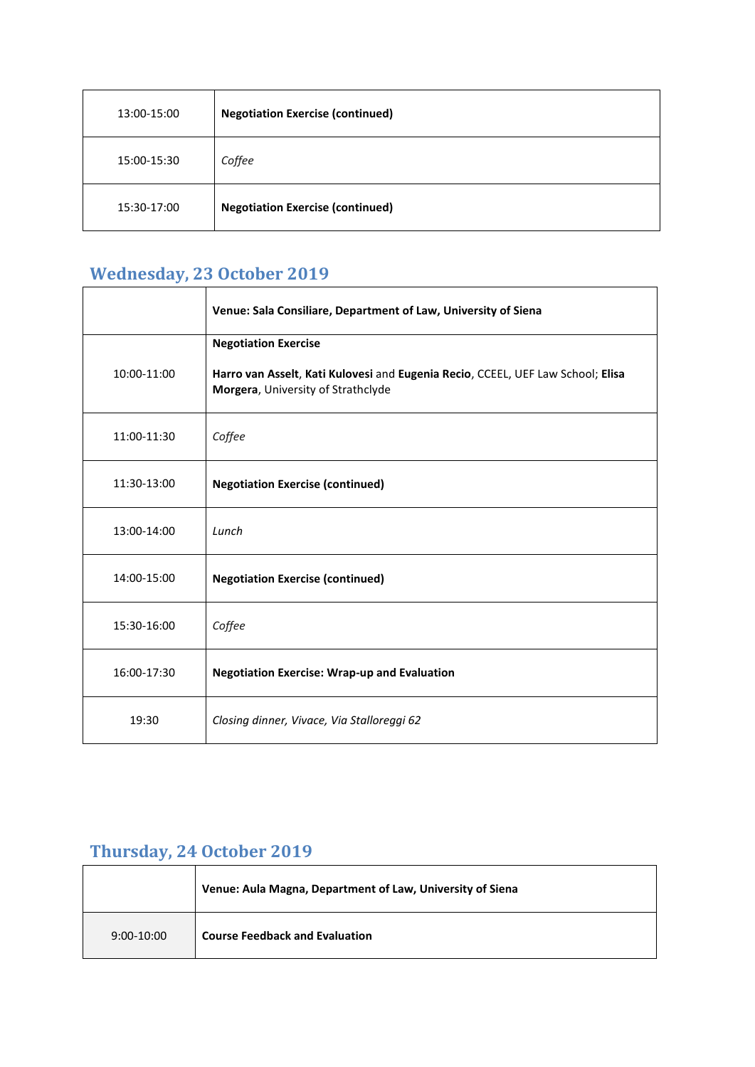| | |
|---|---|
| 13:00-15:00 | **Negotiation Exercise (continued)** |
| 15:00-15:30 | *Coffee* |
| 15:30-17:00 | **Negotiation Exercise (continued)** |

## Wednesday, 23 October 2019

| | |
|---|---|
| | **Venue: Sala Consiliare, Department of Law, University of Siena** |
| 10:00-11:00 | **Negotiation Exercise**<br><br>**Harro van Asselt**, **Kati Kulovesi** and **Eugenia Recio**, CCEEL, UEF Law School; **Elisa Morgera**, University of Strathclyde |
| 11:00-11:30 | *Coffee* |
| 11:30-13:00 | **Negotiation Exercise (continued)** |
| 13:00-14:00 | *Lunch* |
| 14:00-15:00 | **Negotiation Exercise (continued)** |
| 15:30-16:00 | *Coffee* |
| 16:00-17:30 | **Negotiation Exercise: Wrap-up and Evaluation** |
| 19:30 | *Closing dinner, Vivace, Via Stalloreggi 62* |

## Thursday, 24 October 2019

| | |
|---|---|
| | **Venue: Aula Magna, Department of Law, University of Siena** |
| 9:00-10:00 | **Course Feedback and Evaluation** |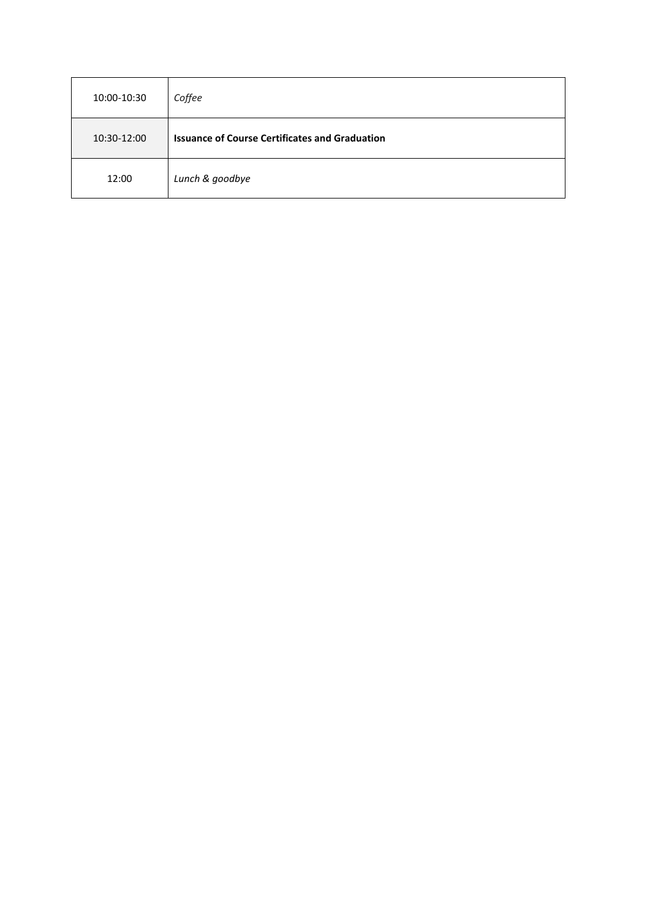| | |
|---|---|
| 10:00-10:30 | *Coffee* |
| 10:30-12:00 | **Issuance of Course Certificates and Graduation** |
| 12:00 | *Lunch & goodbye* |